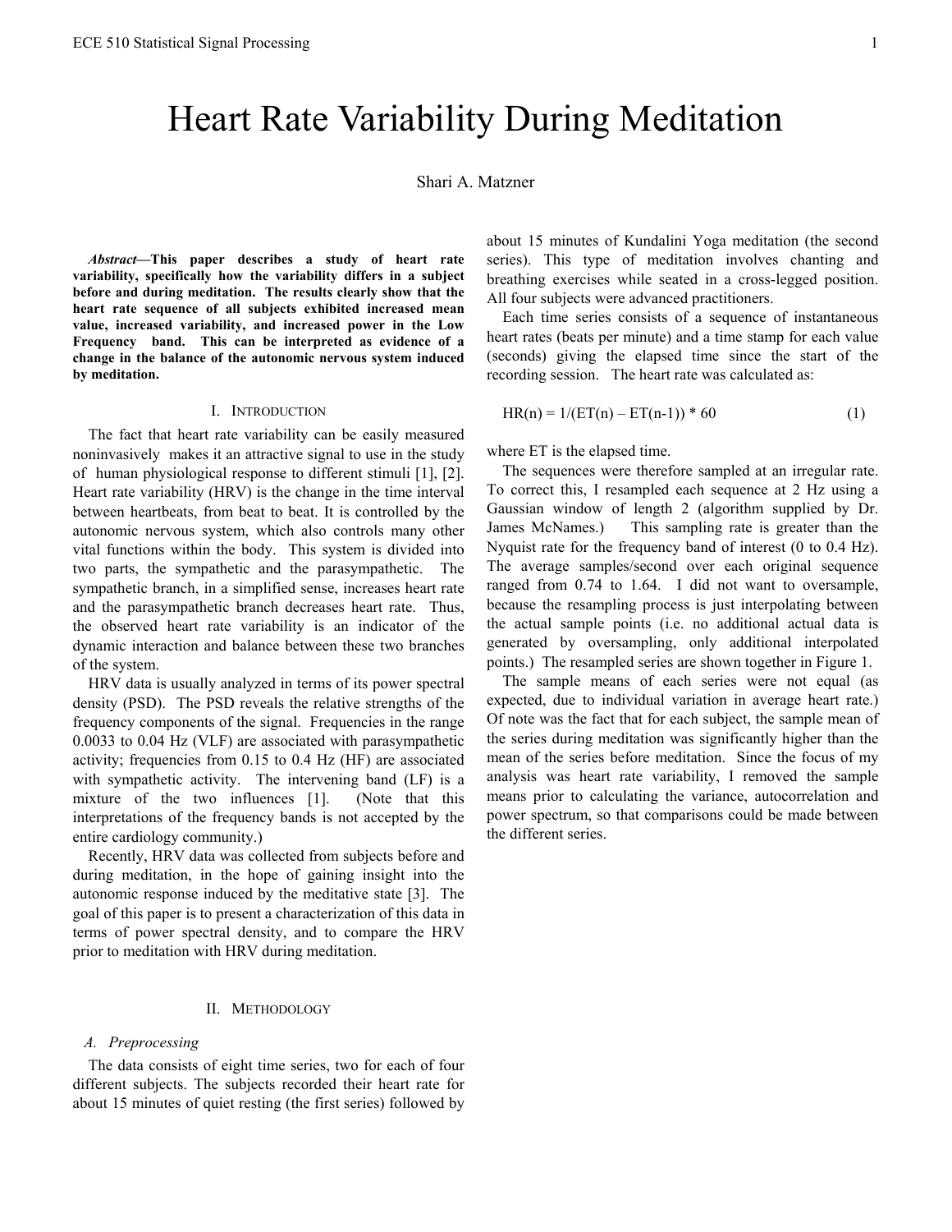# Heart Rate Variability During Meditation

Shari A. Matzner

***Abstract*—This paper describes a study of heart rate variability, specifically how the variability differs in a subject before and during meditation. The results clearly show that the heart rate sequence of all subjects exhibited increased mean value, increased variability, and increased power in the Low Frequency band. This can be interpreted as evidence of a change in the balance of the autonomic nervous system induced by meditation.**

## I. Introduction

The fact that heart rate variability can be easily measured noninvasively makes it an attractive signal to use in the study of human physiological response to different stimuli [1], [2]. Heart rate variability (HRV) is the change in the time interval between heartbeats, from beat to beat. It is controlled by the autonomic nervous system, which also controls many other vital functions within the body. This system is divided into two parts, the sympathetic and the parasympathetic. The sympathetic branch, in a simplified sense, increases heart rate and the parasympathetic branch decreases heart rate. Thus, the observed heart rate variability is an indicator of the dynamic interaction and balance between these two branches of the system.

HRV data is usually analyzed in terms of its power spectral density (PSD). The PSD reveals the relative strengths of the frequency components of the signal. Frequencies in the range 0.0033 to 0.04 Hz (VLF) are associated with parasympathetic activity; frequencies from 0.15 to 0.4 Hz (HF) are associated with sympathetic activity. The intervening band (LF) is a mixture of the two influences [1]. (Note that this interpretations of the frequency bands is not accepted by the entire cardiology community.)

Recently, HRV data was collected from subjects before and during meditation, in the hope of gaining insight into the autonomic response induced by the meditative state [3]. The goal of this paper is to present a characterization of this data in terms of power spectral density, and to compare the HRV prior to meditation with HRV during meditation.

## II. Methodology

### A. Preprocessing

The data consists of eight time series, two for each of four different subjects. The subjects recorded their heart rate for about 15 minutes of quiet resting (the first series) followed by about 15 minutes of Kundalini Yoga meditation (the second series). This type of meditation involves chanting and breathing exercises while seated in a cross-legged position. All four subjects were advanced practitioners.

Each time series consists of a sequence of instantaneous heart rates (beats per minute) and a time stamp for each value (seconds) giving the elapsed time since the start of the recording session. The heart rate was calculated as:

$$HR(n) = 1/(ET(n) - ET(n-1)) * 60 \qquad (1)$$

where ET is the elapsed time.

The sequences were therefore sampled at an irregular rate. To correct this, I resampled each sequence at 2 Hz using a Gaussian window of length 2 (algorithm supplied by Dr. James McNames.) This sampling rate is greater than the Nyquist rate for the frequency band of interest (0 to 0.4 Hz). The average samples/second over each original sequence ranged from 0.74 to 1.64. I did not want to oversample, because the resampling process is just interpolating between the actual sample points (i.e. no additional actual data is generated by oversampling, only additional interpolated points.) The resampled series are shown together in Figure 1.

The sample means of each series were not equal (as expected, due to individual variation in average heart rate.) Of note was the fact that for each subject, the sample mean of the series during meditation was significantly higher than the mean of the series before meditation. Since the focus of my analysis was heart rate variability, I removed the sample means prior to calculating the variance, autocorrelation and power spectrum, so that comparisons could be made between the different series.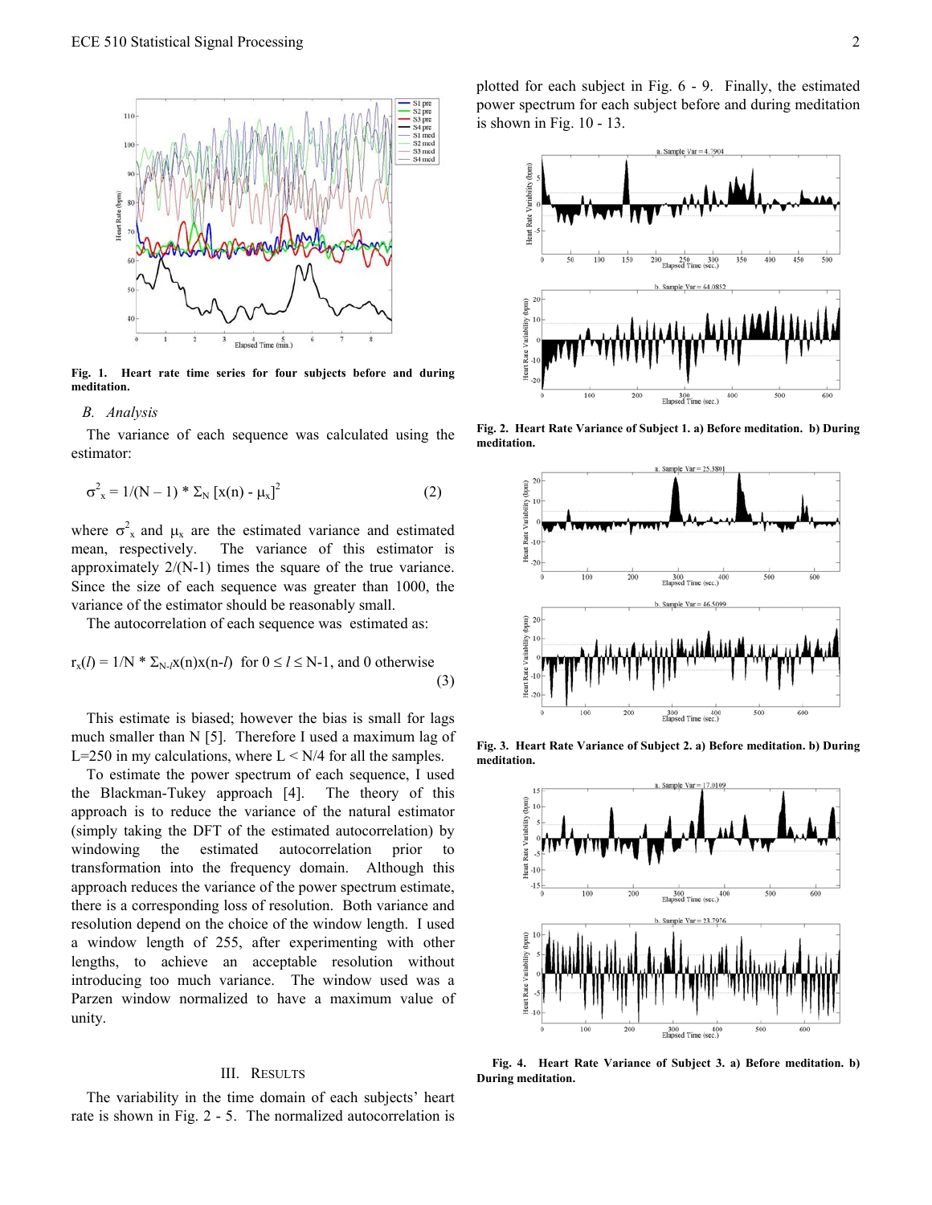**Fig. 1. Heart rate time series for four subjects before and during meditation.**

### *B. Analysis*

The variance of each sequence was calculated using the estimator:

$$\sigma^2_x = 1/(N-1) * \Sigma_N [x(n) - \mu_x]^2 \quad (2)$$

where $\sigma^2_x$ and $\mu_x$ are the estimated variance and estimated mean, respectively. The variance of this estimator is approximately 2/(N-1) times the square of the true variance. Since the size of each sequence was greater than 1000, the variance of the estimator should be reasonably small.

The autocorrelation of each sequence was estimated as:

$$r_x(l) = 1/N * \Sigma_{N-l} x(n)x(n-l) \text{ for } 0 \le l \le N\text{-}1\text{, and 0 otherwise} \quad (3)$$

This estimate is biased; however the bias is small for lags much smaller than N [5]. Therefore I used a maximum lag of L=250 in my calculations, where L < N/4 for all the samples.

To estimate the power spectrum of each sequence, I used the Blackman-Tukey approach [4]. The theory of this approach is to reduce the variance of the natural estimator (simply taking the DFT of the estimated autocorrelation) by windowing the estimated autocorrelation prior to transformation into the frequency domain. Although this approach reduces the variance of the power spectrum estimate, there is a corresponding loss of resolution. Both variance and resolution depend on the choice of the window length. I used a window length of 255, after experimenting with other lengths, to achieve an acceptable resolution without introducing too much variance. The window used was a Parzen window normalized to have a maximum value of unity.

## III. Results

The variability in the time domain of each subjects' heart rate is shown in Fig. 2 - 5. The normalized autocorrelation is plotted for each subject in Fig. 6 - 9. Finally, the estimated power spectrum for each subject before and during meditation is shown in Fig. 10 - 13.

**Fig. 2. Heart Rate Variance of Subject 1. a) Before meditation. b) During meditation.**

**Fig. 3. Heart Rate Variance of Subject 2. a) Before meditation. b) During meditation.**

**Fig. 4. Heart Rate Variance of Subject 3. a) Before meditation. b) During meditation.**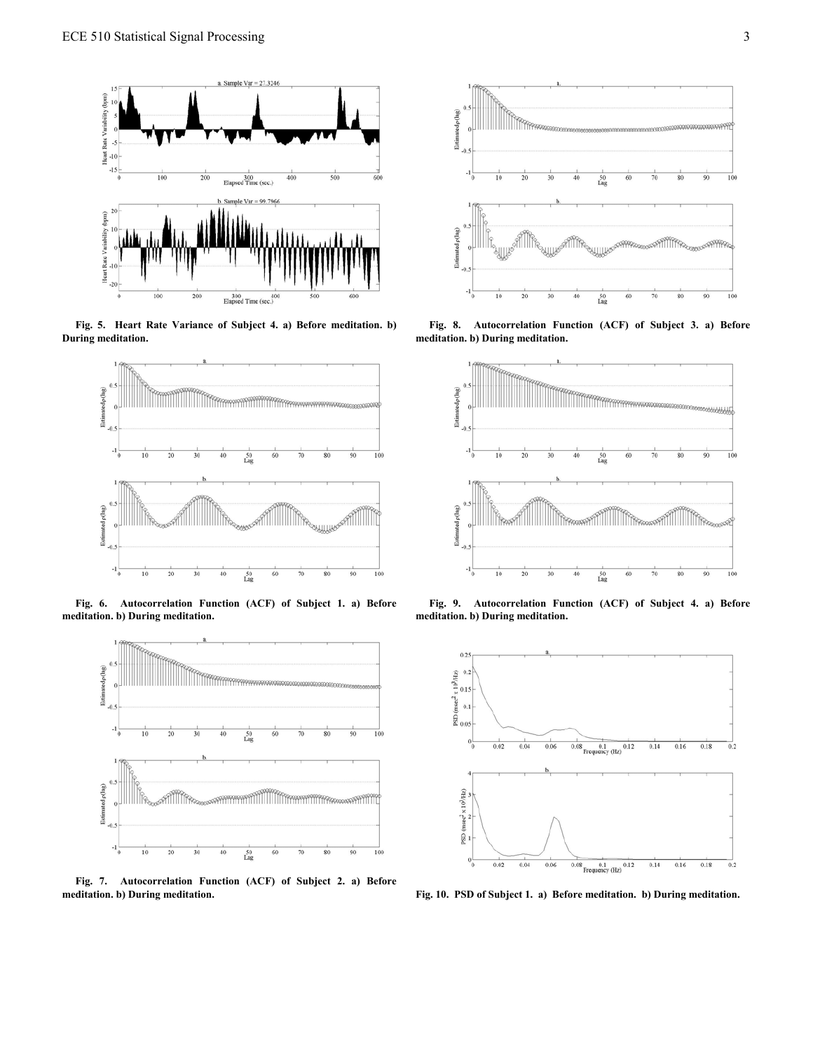Fig. 5. Heart Rate Variance of Subject 4. a) Before meditation. b) During meditation.

Fig. 6. Autocorrelation Function (ACF) of Subject 1. a) Before meditation. b) During meditation.

Fig. 7. Autocorrelation Function (ACF) of Subject 2. a) Before meditation. b) During meditation.

Fig. 8. Autocorrelation Function (ACF) of Subject 3. a) Before meditation. b) During meditation.

Fig. 9. Autocorrelation Function (ACF) of Subject 4. a) Before meditation. b) During meditation.

Fig. 10. PSD of Subject 1. a) Before meditation. b) During meditation.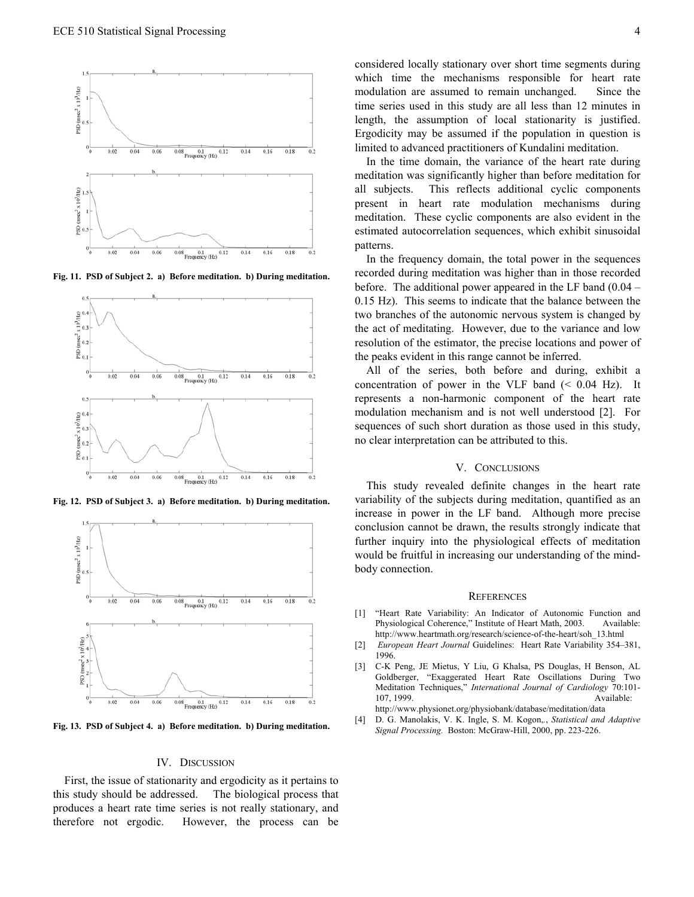a.

PSD (msec$^2$ x $10^3$/Hz)

Frequency (Hz)

b.

PSD (msec$^2$ x $10^3$/Hz)

Frequency (Hz)

**Fig. 11. PSD of Subject 2. a) Before meditation. b) During meditation.**

a.

PSD (msec$^2$ x $10^3$/Hz)

Frequency (Hz)

b.

PSD (msec$^2$ x $10^3$/Hz)

Frequency (Hz)

**Fig. 12. PSD of Subject 3. a) Before meditation. b) During meditation.**

a.

PSD (msec$^2$ x $10^3$/Hz)

Frequency (Hz)

b.

PSD (msec$^2$ x $10^3$/Hz)

Frequency (Hz)

**Fig. 13. PSD of Subject 4. a) Before meditation. b) During meditation.**

## IV. Discussion

First, the issue of stationarity and ergodicity as it pertains to this study should be addressed. The biological process that produces a heart rate time series is not really stationary, and therefore not ergodic. However, the process can be considered locally stationary over short time segments during which time the mechanisms responsible for heart rate modulation are assumed to remain unchanged. Since the time series used in this study are all less than 12 minutes in length, the assumption of local stationarity is justified. Ergodicity may be assumed if the population in question is limited to advanced practitioners of Kundalini meditation.

In the time domain, the variance of the heart rate during meditation was significantly higher than before meditation for all subjects. This reflects additional cyclic components present in heart rate modulation mechanisms during meditation. These cyclic components are also evident in the estimated autocorrelation sequences, which exhibit sinusoidal patterns.

In the frequency domain, the total power in the sequences recorded during meditation was higher than in those recorded before. The additional power appeared in the LF band (0.04 – 0.15 Hz). This seems to indicate that the balance between the two branches of the autonomic nervous system is changed by the act of meditating. However, due to the variance and low resolution of the estimator, the precise locations and power of the peaks evident in this range cannot be inferred.

All of the series, both before and during, exhibit a concentration of power in the VLF band (< 0.04 Hz). It represents a non-harmonic component of the heart rate modulation mechanism and is not well understood [2]. For sequences of such short duration as those used in this study, no clear interpretation can be attributed to this.

## V. Conclusions

This study revealed definite changes in the heart rate variability of the subjects during meditation, quantified as an increase in power in the LF band. Although more precise conclusion cannot be drawn, the results strongly indicate that further inquiry into the physiological effects of meditation would be fruitful in increasing our understanding of the mind-body connection.

## References

[1] "Heart Rate Variability: An Indicator of Autonomic Function and Physiological Coherence," Institute of Heart Math, 2003. Available: http://www.heartmath.org/research/science-of-the-heart/soh_13.html

[2] *European Heart Journal* Guidelines: Heart Rate Variability 354–381, 1996.

[3] C-K Peng, JE Mietus, Y Liu, G Khalsa, PS Douglas, H Benson, AL Goldberger, "Exaggerated Heart Rate Oscillations During Two Meditation Techniques," *International Journal of Cardiology* 70:101-107, 1999. Available: http://www.physionet.org/physiobank/database/meditation/data

[4] D. G. Manolakis, V. K. Ingle, S. M. Kogon,., *Statistical and Adaptive Signal Processing.* Boston: McGraw-Hill, 2000, pp. 223-226.